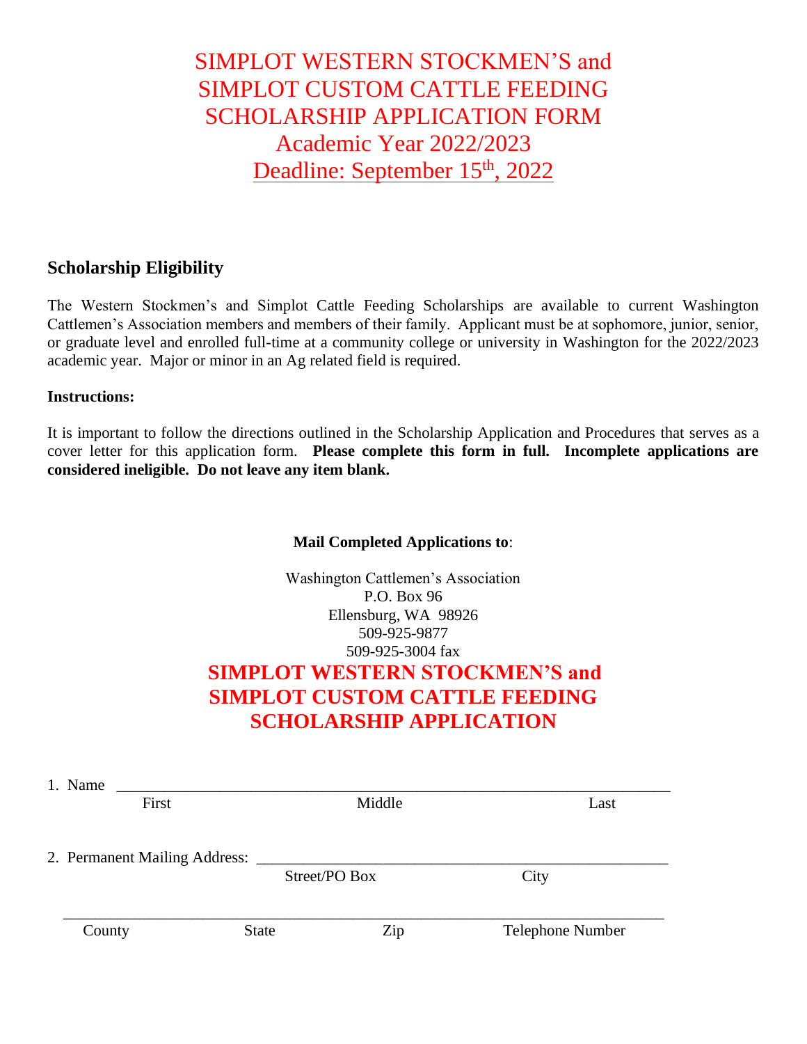# SIMPLOT WESTERN STOCKMEN'S and SIMPLOT CUSTOM CATTLE FEEDING SCHOLARSHIP APPLICATION FORM
# Academic Year 2022/2023
# Deadline: September 15th, 2022

## Scholarship Eligibility

The Western Stockmen's and Simplot Cattle Feeding Scholarships are available to current Washington Cattlemen's Association members and members of their family. Applicant must be at sophomore, junior, senior, or graduate level and enrolled full-time at a community college or university in Washington for the 2022/2023 academic year. Major or minor in an Ag related field is required.

**Instructions:**

It is important to follow the directions outlined in the Scholarship Application and Procedures that serves as a cover letter for this application form. **Please complete this form in full. Incomplete applications are considered ineligible. Do not leave any item blank.**

**Mail Completed Applications to**:

Washington Cattlemen's Association
P.O. Box 96
Ellensburg, WA 98926
509-925-9877
509-925-3004 fax

# SIMPLOT WESTERN STOCKMEN'S and SIMPLOT CUSTOM CATTLE FEEDING SCHOLARSHIP APPLICATION

1. Name ________________________________________________________________
 First Middle Last

2. Permanent Mailing Address: ____________________________________________
 Street/PO Box City

______________________________________________________________________
County State Zip Telephone Number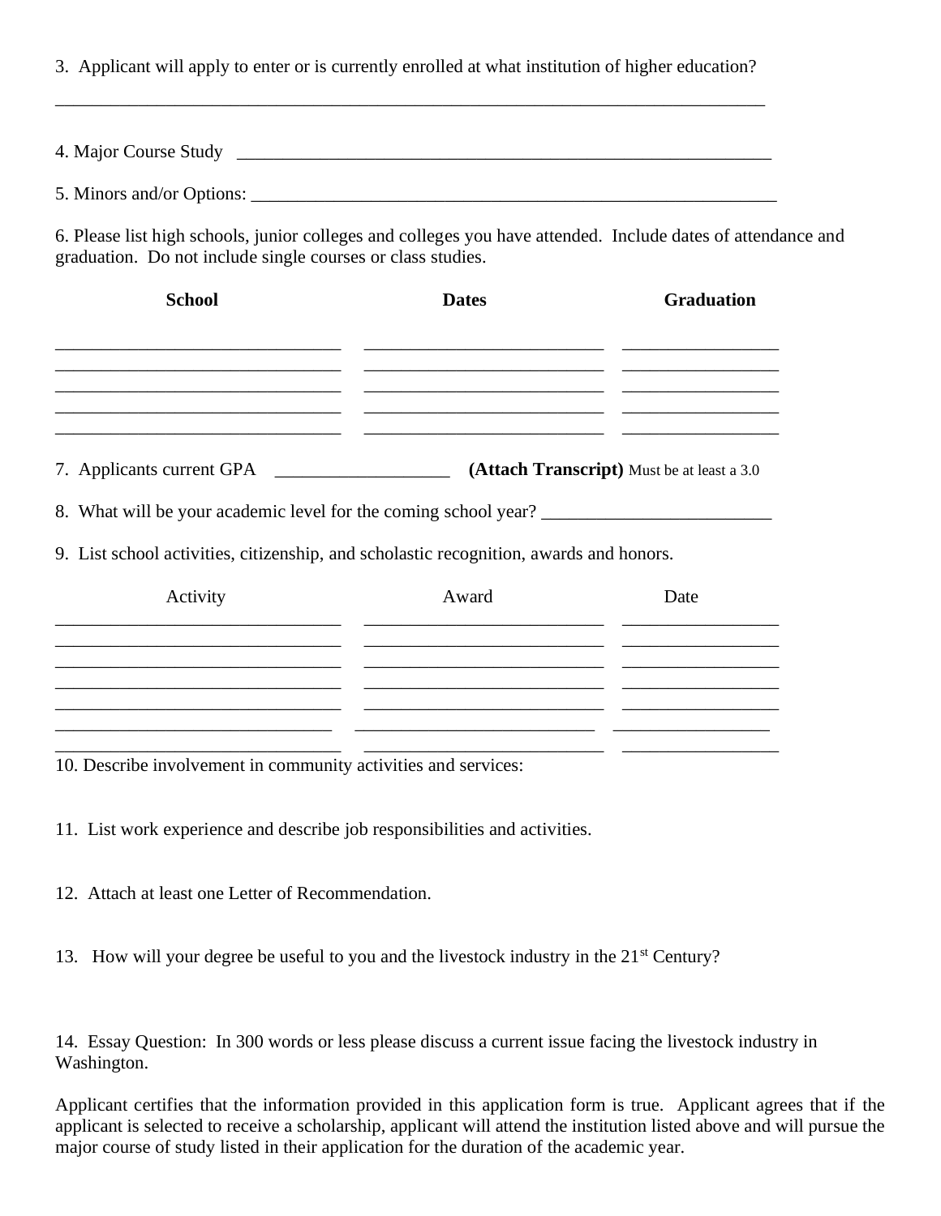3. Applicant will apply to enter or is currently enrolled at what institution of higher education?

________________________________________________________________________________

4. Major Course Study ____________________________________________________________

5. Minors and/or Options: _________________________________________________________

6. Please list high schools, junior colleges and colleges you have attended. Include dates of attendance and graduation. Do not include single courses or class studies.

| School | Dates | Graduation |
|---|---|---|
| | | |
| | | |
| | | |
| | | |

7. Applicants current GPA ___________________ **(Attach Transcript)** Must be at least a 3.0

8. What will be your academic level for the coming school year? _________________________

9. List school activities, citizenship, and scholastic recognition, awards and honors.

| Activity | Award | Date |
|---|---|---|
| | | |
| | | |
| | | |
| | | |
| | | |
| | | |

10. Describe involvement in community activities and services:

11. List work experience and describe job responsibilities and activities.

12. Attach at least one Letter of Recommendation.

13. How will your degree be useful to you and the livestock industry in the 21st Century?

14. Essay Question: In 300 words or less please discuss a current issue facing the livestock industry in Washington.

Applicant certifies that the information provided in this application form is true. Applicant agrees that if the applicant is selected to receive a scholarship, applicant will attend the institution listed above and will pursue the major course of study listed in their application for the duration of the academic year.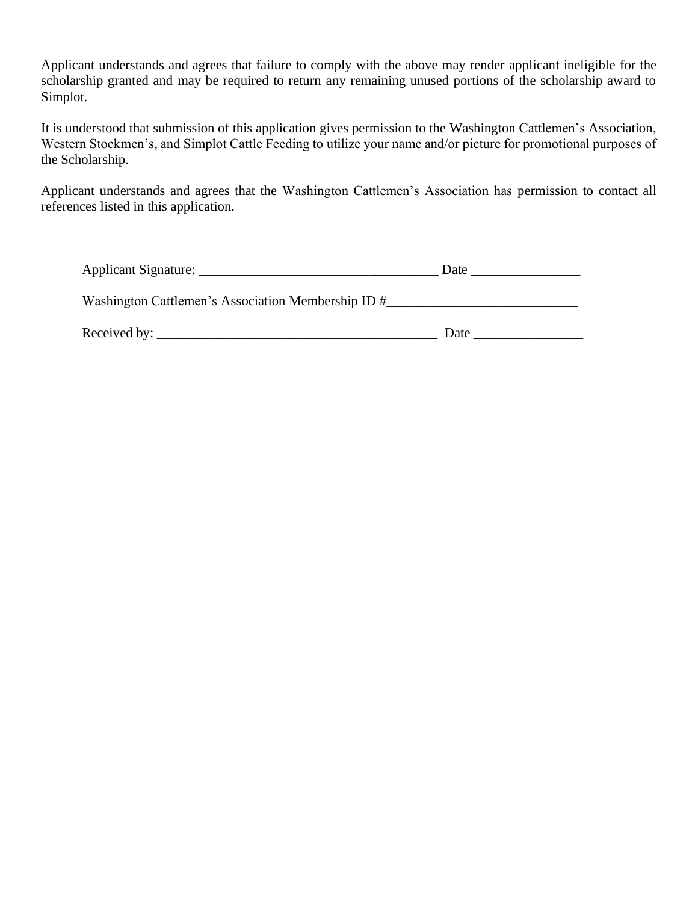Applicant understands and agrees that failure to comply with the above may render applicant ineligible for the scholarship granted and may be required to return any remaining unused portions of the scholarship award to Simplot.

It is understood that submission of this application gives permission to the Washington Cattlemen's Association, Western Stockmen's, and Simplot Cattle Feeding to utilize your name and/or picture for promotional purposes of the Scholarship.

Applicant understands and agrees that the Washington Cattlemen's Association has permission to contact all references listed in this application.

Applicant Signature: ___________________________________ Date ________________

Washington Cattlemen's Association Membership ID #___________________________

Received by: _________________________________________ Date ________________